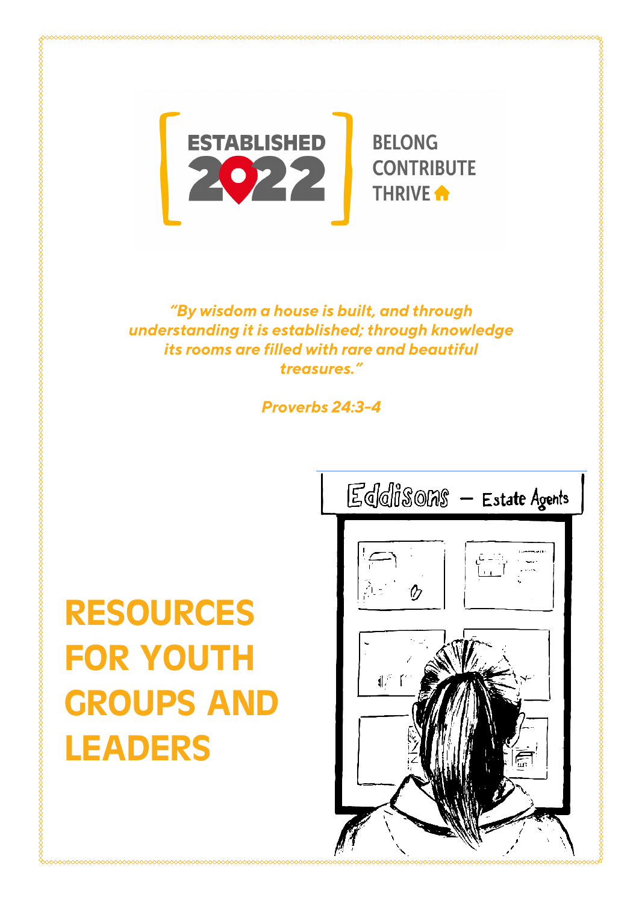ESTABLISHED 2022

BELONG
CONTRIBUTE
THRIVE

*"By wisdom a house is built, and through understanding it is established; through knowledge its rooms are filled with rare and beautiful treasures."*

*Proverbs 24:3-4*

# RESOURCES FOR YOUTH GROUPS AND LEADERS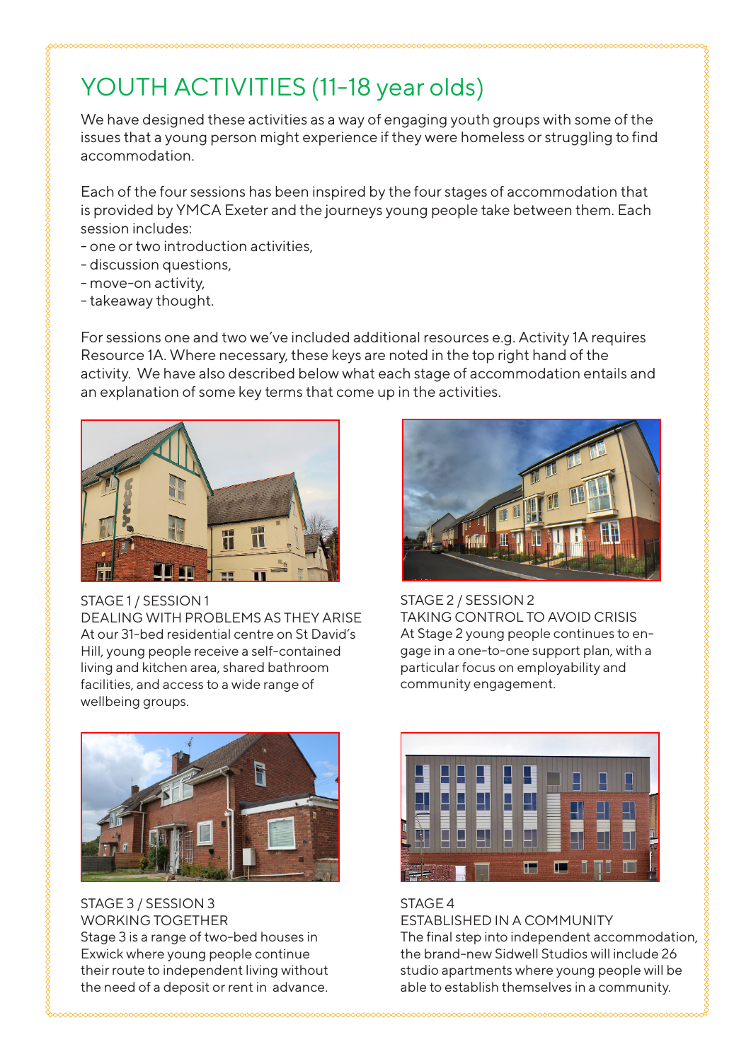# YOUTH ACTIVITIES (11-18 year olds)

We have designed these activities as a way of engaging youth groups with some of the issues that a young person might experience if they were homeless or struggling to find accommodation.

Each of the four sessions has been inspired by the four stages of accommodation that is provided by YMCA Exeter and the journeys young people take between them. Each session includes:

- one or two introduction activities,
- discussion questions,
- move-on activity,
- takeaway thought.

For sessions one and two we've included additional resources e.g. Activity 1A requires Resource 1A. Where necessary, these keys are noted in the top right hand of the activity. We have also described below what each stage of accommodation entails and an explanation of some key terms that come up in the activities.

STAGE 1 / SESSION 1
DEALING WITH PROBLEMS AS THEY ARISE
At our 31-bed residential centre on St David's Hill, young people receive a self-contained living and kitchen area, shared bathroom facilities, and access to a wide range of wellbeing groups.

STAGE 2 / SESSION 2
TAKING CONTROL TO AVOID CRISIS
At Stage 2 young people continues to engage in a one-to-one support plan, with a particular focus on employability and community engagement.

STAGE 3 / SESSION 3
WORKING TOGETHER
Stage 3 is a range of two-bed houses in Exwick where young people continue their route to independent living without the need of a deposit or rent in advance.

STAGE 4
ESTABLISHED IN A COMMUNITY
The final step into independent accommodation, the brand-new Sidwell Studios will include 26 studio apartments where young people will be able to establish themselves in a community.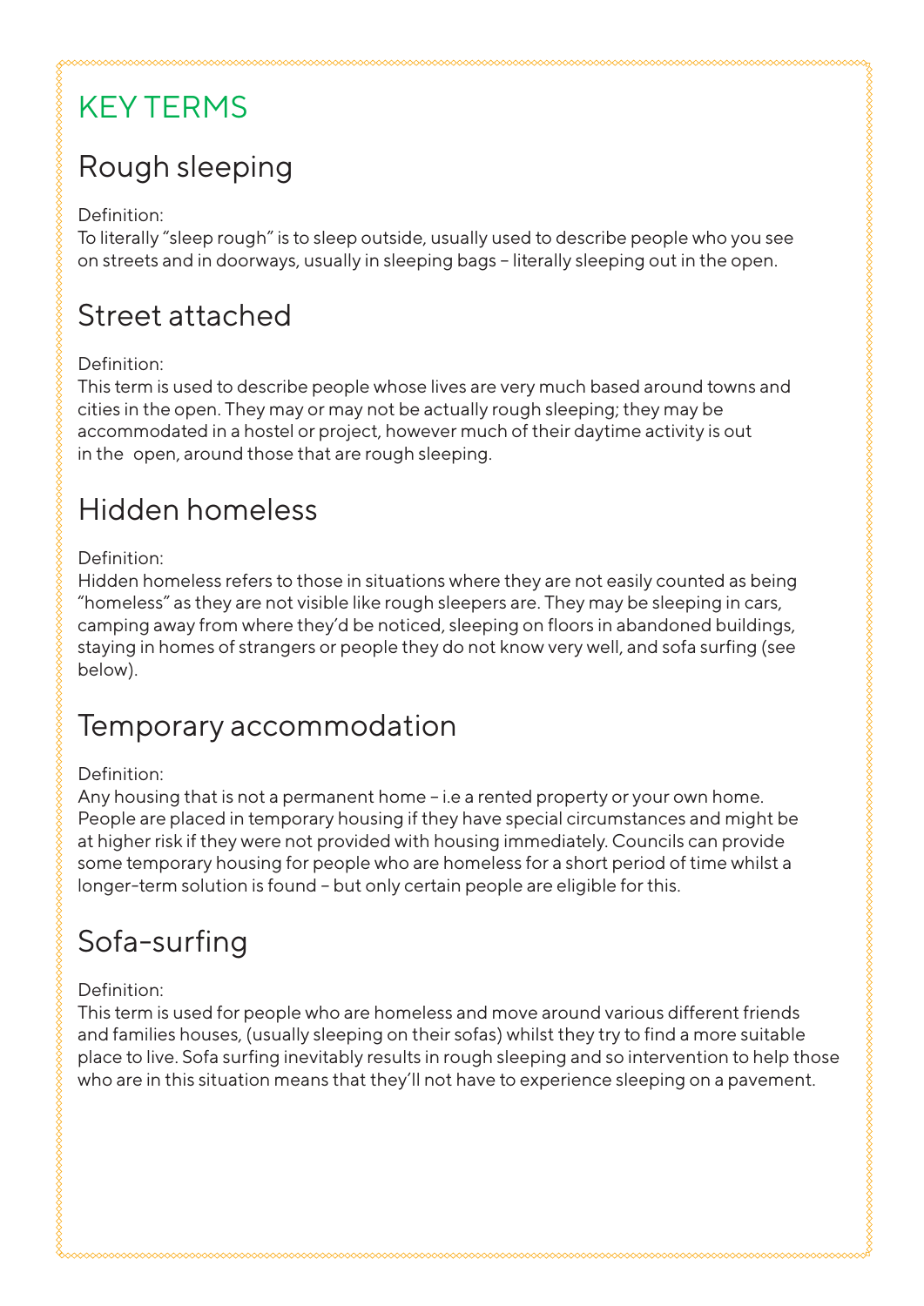# KEY TERMS

## Rough sleeping

Definition:
To literally "sleep rough" is to sleep outside, usually used to describe people who you see on streets and in doorways, usually in sleeping bags – literally sleeping out in the open.

## Street attached

Definition:
This term is used to describe people whose lives are very much based around towns and cities in the open. They may or may not be actually rough sleeping; they may be accommodated in a hostel or project, however much of their daytime activity is out in the open, around those that are rough sleeping.

## Hidden homeless

Definition:
Hidden homeless refers to those in situations where they are not easily counted as being "homeless" as they are not visible like rough sleepers are. They may be sleeping in cars, camping away from where they'd be noticed, sleeping on floors in abandoned buildings, staying in homes of strangers or people they do not know very well, and sofa surfing (see below).

## Temporary accommodation

Definition:
Any housing that is not a permanent home – i.e a rented property or your own home. People are placed in temporary housing if they have special circumstances and might be at higher risk if they were not provided with housing immediately. Councils can provide some temporary housing for people who are homeless for a short period of time whilst a longer-term solution is found – but only certain people are eligible for this.

## Sofa-surfing

Definition:
This term is used for people who are homeless and move around various different friends and families houses, (usually sleeping on their sofas) whilst they try to find a more suitable place to live. Sofa surfing inevitably results in rough sleeping and so intervention to help those who are in this situation means that they'll not have to experience sleeping on a pavement.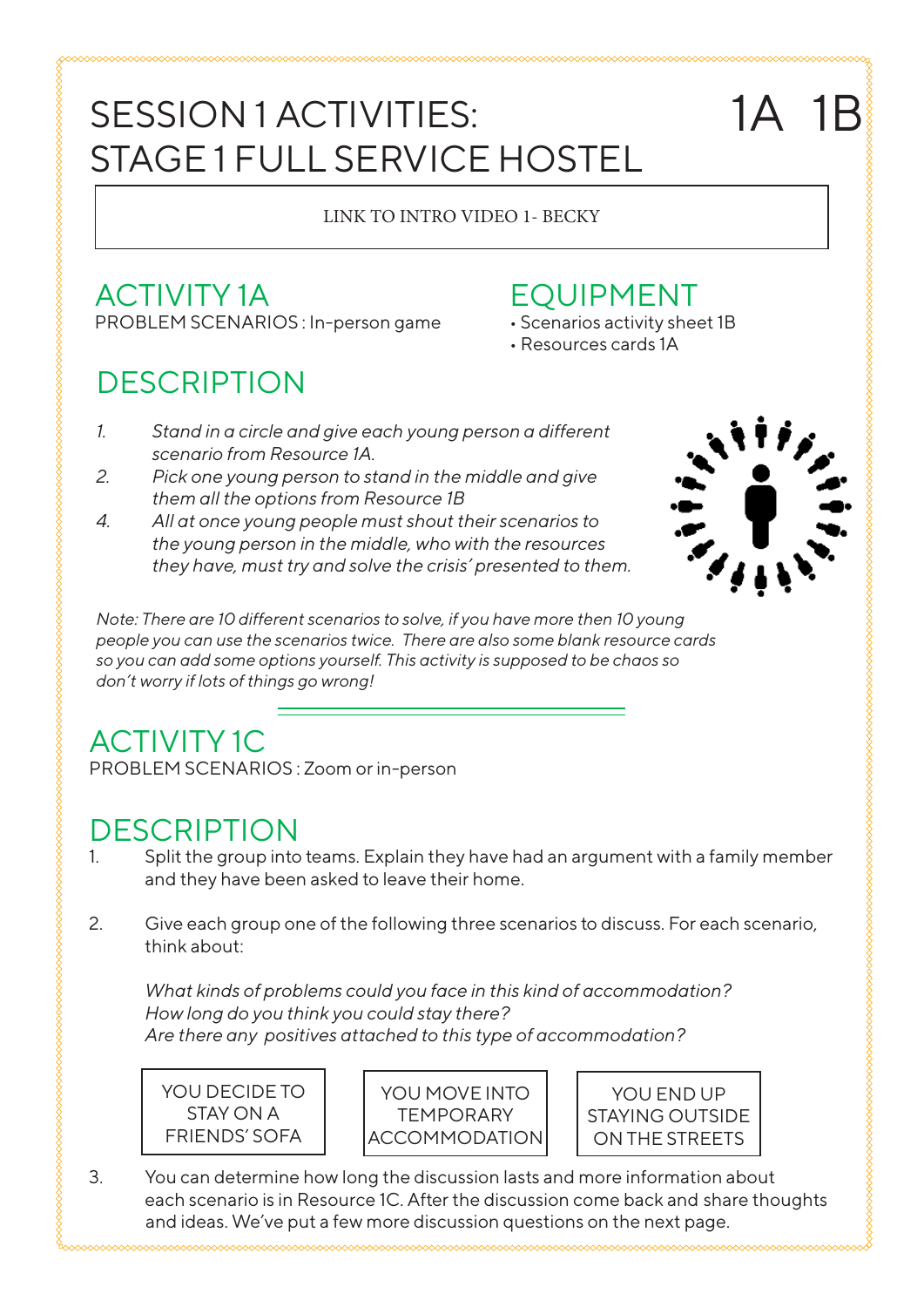# SESSION 1 ACTIVITIES: STAGE 1 FULL SERVICE HOSTEL

1A 1B

LINK TO INTRO VIDEO 1- BECKY

## ACTIVITY 1A

PROBLEM SCENARIOS : In-person game

## EQUIPMENT

- Scenarios activity sheet 1B
- Resources cards 1A

## DESCRIPTION

1. *Stand in a circle and give each young person a different scenario from Resource 1A.*
2. *Pick one young person to stand in the middle and give them all the options from Resource 1B*
4. *All at once young people must shout their scenarios to the young person in the middle, who with the resources they have, must try and solve the crisis' presented to them.*

*Note: There are 10 different scenarios to solve, if you have more then 10 young people you can use the scenarios twice. There are also some blank resource cards so you can add some options yourself. This activity is supposed to be chaos so don't worry if lots of things go wrong!*

## ACTIVITY 1C

PROBLEM SCENARIOS : Zoom or in-person

## DESCRIPTION

1. Split the group into teams. Explain they have had an argument with a family member and they have been asked to leave their home.

2. Give each group one of the following three scenarios to discuss. For each scenario, think about:

   *What kinds of problems could you face in this kind of accommodation?*
   *How long do you think you could stay there?*
   *Are there any positives attached to this type of accommodation?*

   | YOU DECIDE TO STAY ON A FRIENDS' SOFA | YOU MOVE INTO TEMPORARY ACCOMMODATION | YOU END UP STAYING OUTSIDE ON THE STREETS |
   |---|---|---|

3. You can determine how long the discussion lasts and more information about each scenario is in Resource 1C. After the discussion come back and share thoughts and ideas. We've put a few more discussion questions on the next page.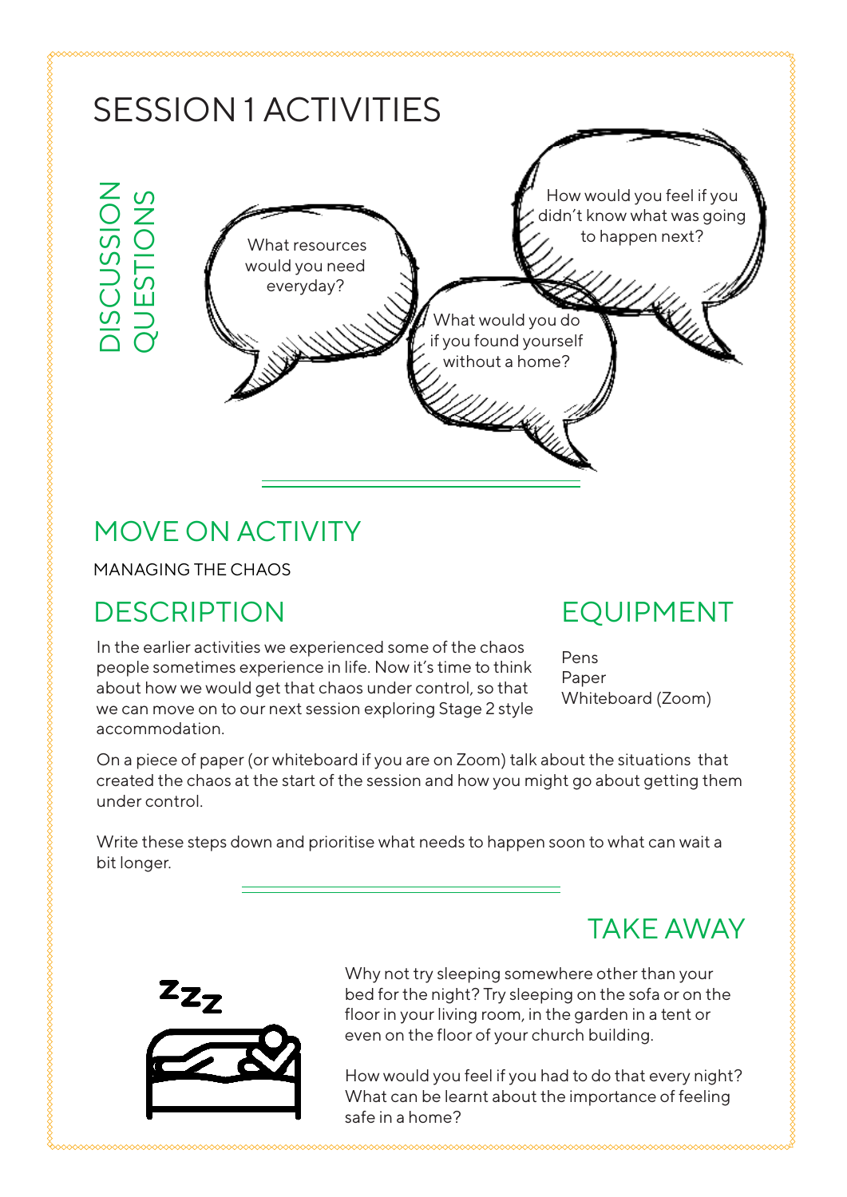# SESSION 1 ACTIVITIES

## DISCUSSION QUESTIONS

- What resources would you need everyday?
- How would you feel if you didn't know what was going to happen next?
- What would you do if you found yourself without a home?

## MOVE ON ACTIVITY

MANAGING THE CHAOS

### DESCRIPTION

In the earlier activities we experienced some of the chaos people sometimes experience in life. Now it's time to think about how we would get that chaos under control, so that we can move on to our next session exploring Stage 2 style accommodation.

### EQUIPMENT

Pens
Paper
Whiteboard (Zoom)

On a piece of paper (or whiteboard if you are on Zoom) talk about the situations that created the chaos at the start of the session and how you might go about getting them under control.

Write these steps down and prioritise what needs to happen soon to what can wait a bit longer.

## TAKE AWAY

Why not try sleeping somewhere other than your bed for the night? Try sleeping on the sofa or on the floor in your living room, in the garden in a tent or even on the floor of your church building.

How would you feel if you had to do that every night? What can be learnt about the importance of feeling safe in a home?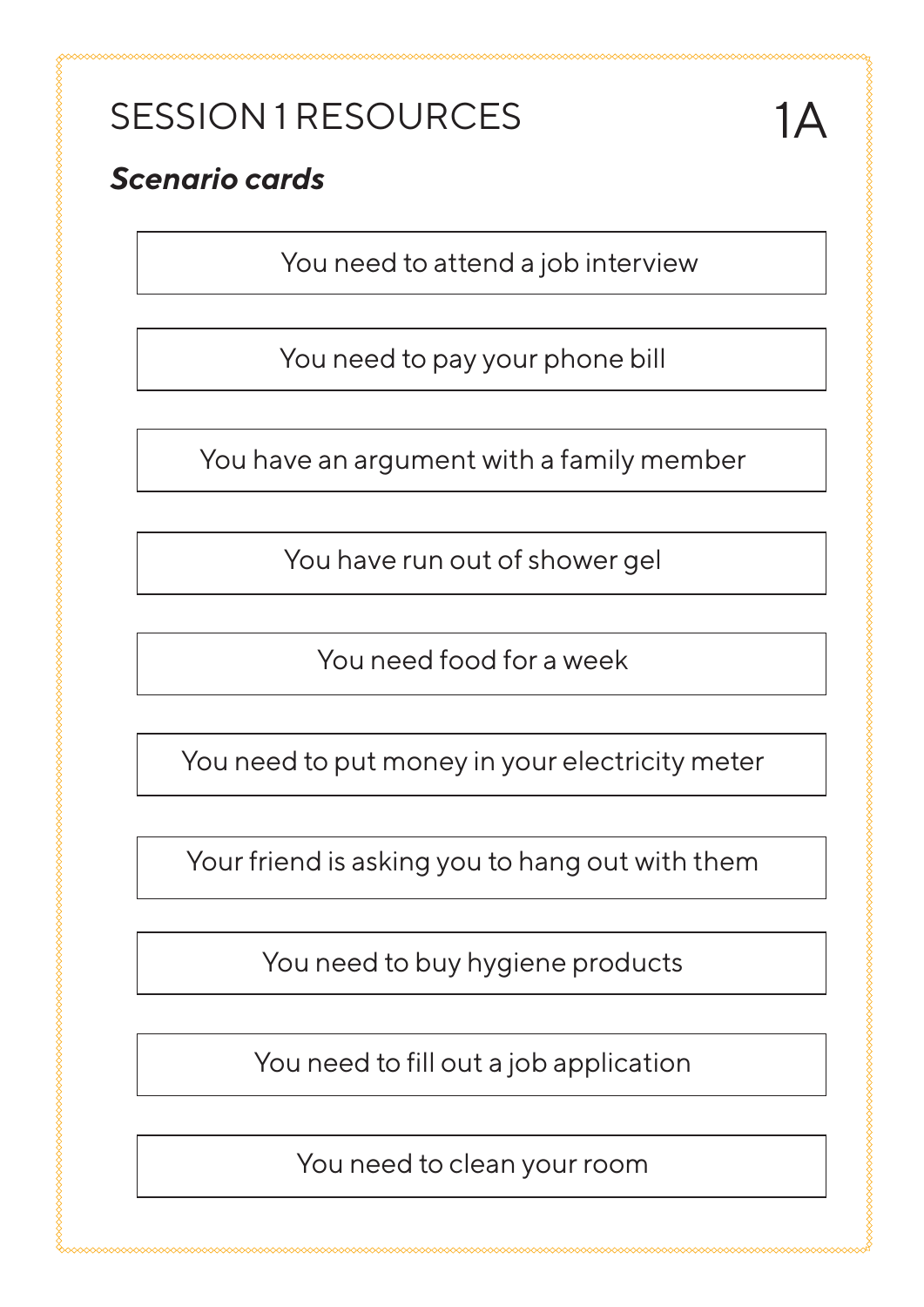# SESSION 1 RESOURCES

1A

***Scenario cards***

You need to attend a job interview

You need to pay your phone bill

You have an argument with a family member

You have run out of shower gel

You need food for a week

You need to put money in your electricity meter

Your friend is asking you to hang out with them

You need to buy hygiene products

You need to fill out a job application

You need to clean your room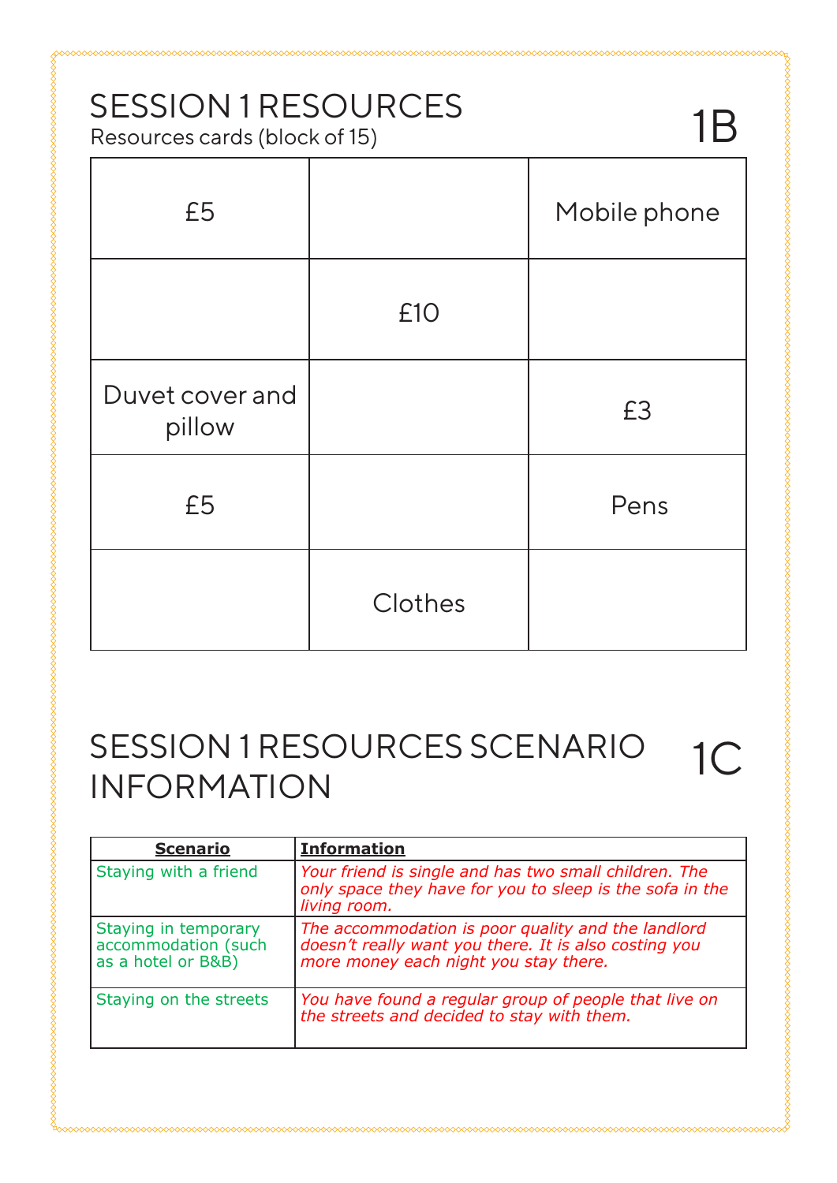# SESSION 1 RESOURCES

Resources cards (block of 15)

1B

| £5 | | Mobile phone |
|---|---|---|
| | £10 | |
| Duvet cover and pillow | | £3 |
| £5 | | Pens |
| | Clothes | |

# SESSION 1 RESOURCES SCENARIO INFORMATION

1C

| **Scenario** | **Information** |
|---|---|
| Staying with a friend | *Your friend is single and has two small children. The only space they have for you to sleep is the sofa in the living room.* |
| Staying in temporary accommodation (such as a hotel or B&B) | *The accommodation is poor quality and the landlord doesn't really want you there. It is also costing you more money each night you stay there.* |
| Staying on the streets | *You have found a regular group of people that live on the streets and decided to stay with them.* |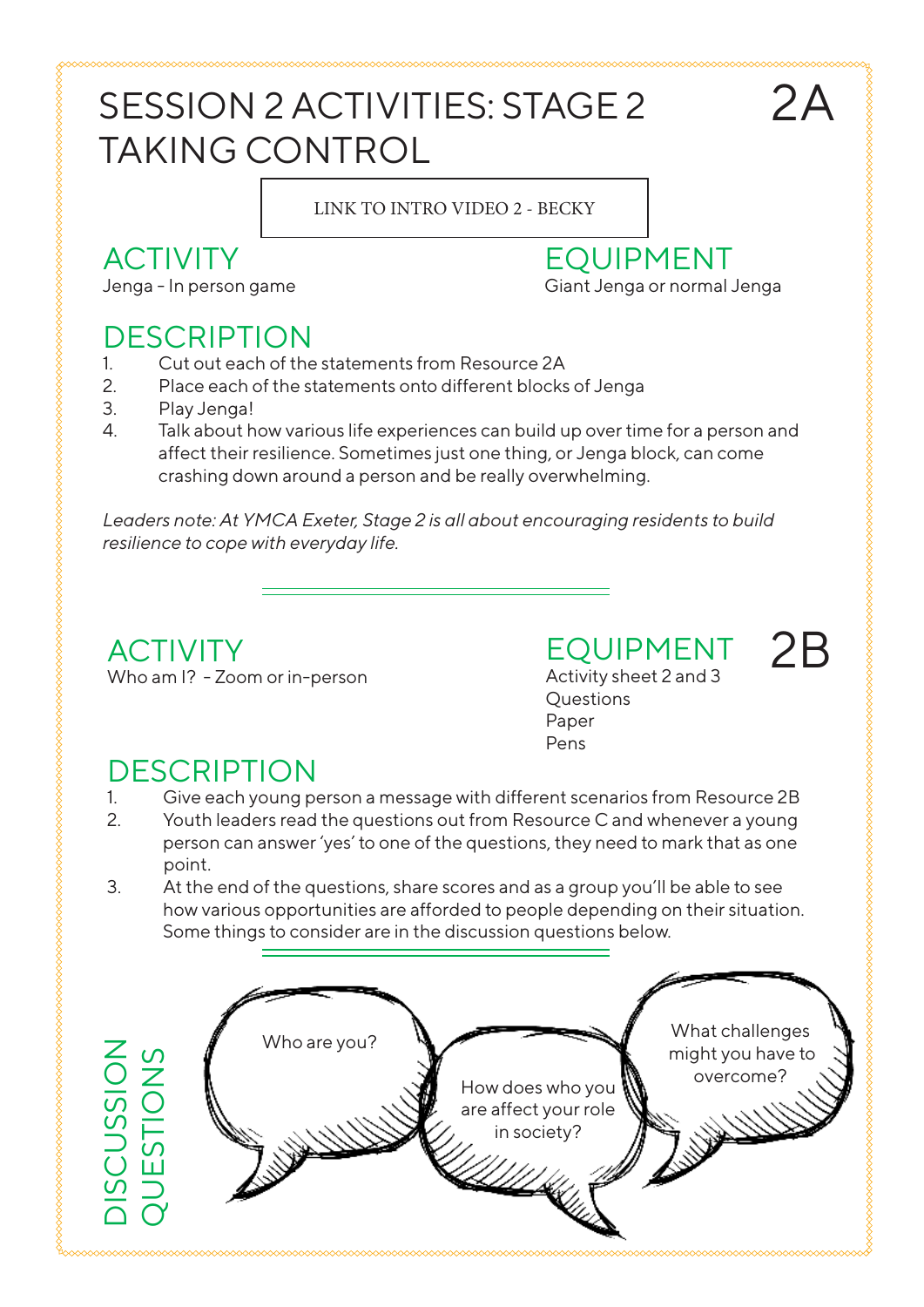# SESSION 2 ACTIVITIES: STAGE 2 TAKING CONTROL

2A

LINK TO INTRO VIDEO 2 - BECKY

## ACTIVITY

Jenga - In person game

## EQUIPMENT

Giant Jenga or normal Jenga

## DESCRIPTION

1. Cut out each of the statements from Resource 2A
2. Place each of the statements onto different blocks of Jenga
3. Play Jenga!
4. Talk about how various life experiences can build up over time for a person and affect their resilience. Sometimes just one thing, or Jenga block, can come crashing down around a person and be really overwhelming.

*Leaders note: At YMCA Exeter, Stage 2 is all about encouraging residents to build resilience to cope with everyday life.*

---

2B

## ACTIVITY

Who am I? - Zoom or in-person

## EQUIPMENT

Activity sheet 2 and 3
Questions
Paper
Pens

## DESCRIPTION

1. Give each young person a message with different scenarios from Resource 2B
2. Youth leaders read the questions out from Resource C and whenever a young person can answer 'yes' to one of the questions, they need to mark that as one point.
3. At the end of the questions, share scores and as a group you'll be able to see how various opportunities are afforded to people depending on their situation. Some things to consider are in the discussion questions below.

---

## DISCUSSION QUESTIONS

- Who are you?
- How does who you are affect your role in society?
- What challenges might you have to overcome?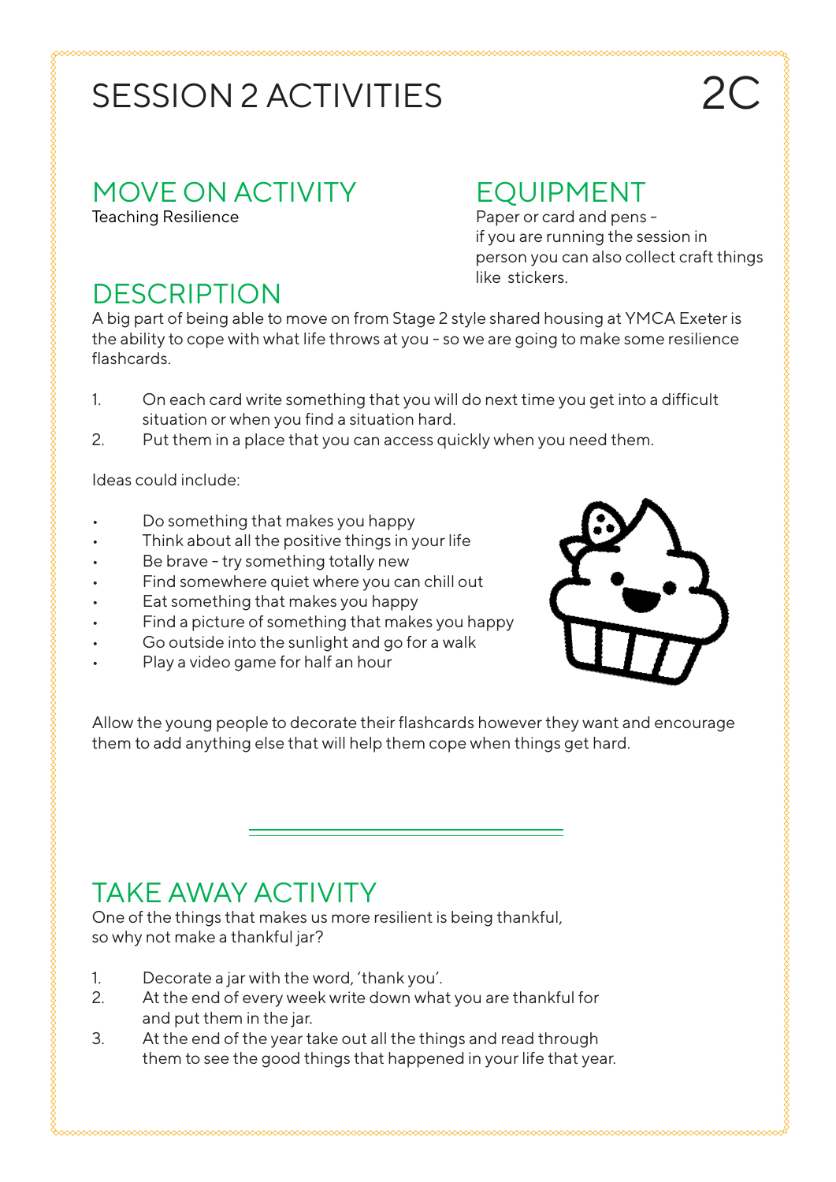# SESSION 2 ACTIVITIES

2C

## MOVE ON ACTIVITY

Teaching Resilience

## EQUIPMENT

Paper or card and pens - if you are running the session in person you can also collect craft things like stickers.

## DESCRIPTION

A big part of being able to move on from Stage 2 style shared housing at YMCA Exeter is the ability to cope with what life throws at you - so we are going to make some resilience flashcards.

1. On each card write something that you will do next time you get into a difficult situation or when you find a situation hard.
2. Put them in a place that you can access quickly when you need them.

Ideas could include:

- Do something that makes you happy
- Think about all the positive things in your life
- Be brave - try something totally new
- Find somewhere quiet where you can chill out
- Eat something that makes you happy
- Find a picture of something that makes you happy
- Go outside into the sunlight and go for a walk
- Play a video game for half an hour

Allow the young people to decorate their flashcards however they want and encourage them to add anything else that will help them cope when things get hard.

## TAKE AWAY ACTIVITY

One of the things that makes us more resilient is being thankful, so why not make a thankful jar?

1. Decorate a jar with the word, 'thank you'.
2. At the end of every week write down what you are thankful for and put them in the jar.
3. At the end of the year take out all the things and read through them to see the good things that happened in your life that year.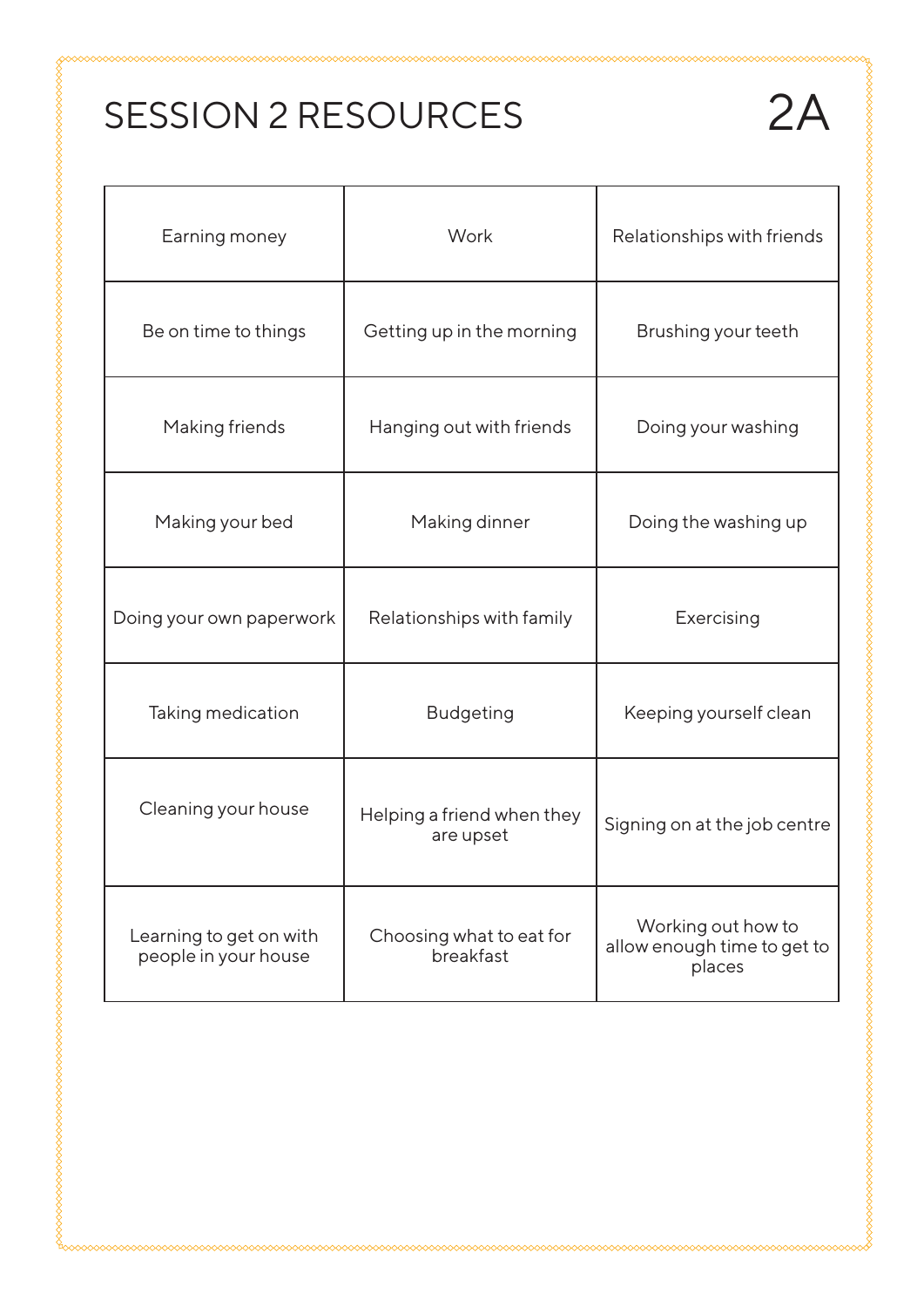# SESSION 2 RESOURCES

2A

| | | |
|---|---|---|
| Earning money | Work | Relationships with friends |
| Be on time to things | Getting up in the morning | Brushing your teeth |
| Making friends | Hanging out with friends | Doing your washing |
| Making your bed | Making dinner | Doing the washing up |
| Doing your own paperwork | Relationships with family | Exercising |
| Taking medication | Budgeting | Keeping yourself clean |
| Cleaning your house | Helping a friend when they are upset | Signing on at the job centre |
| Learning to get on with people in your house | Choosing what to eat for breakfast | Working out how to allow enough time to get to places |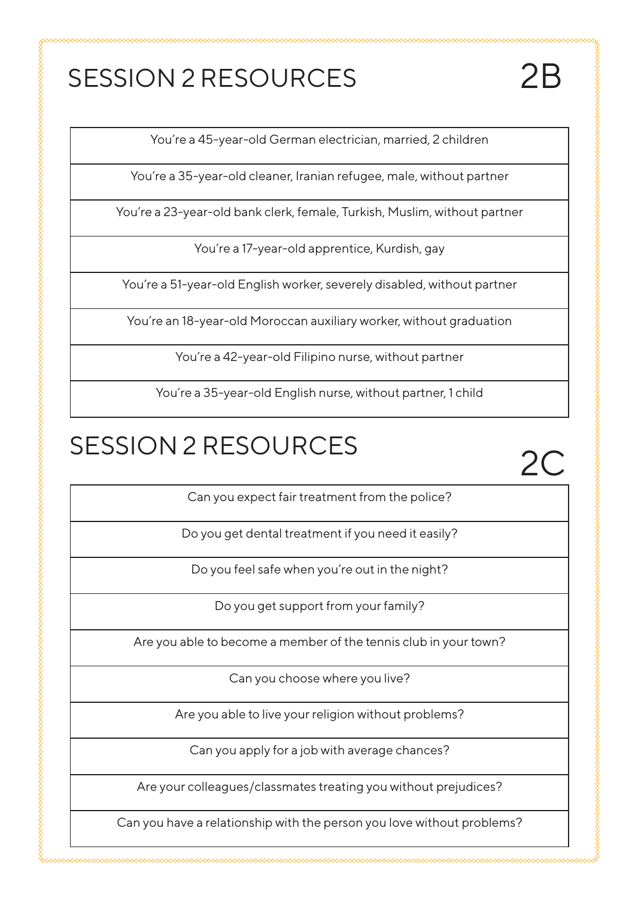# SESSION 2 RESOURCES

## 2B

| You're a 45-year-old German electrician, married, 2 children |
|---|
| You're a 35-year-old cleaner, Iranian refugee, male, without partner |
| You're a 23-year-old bank clerk, female, Turkish, Muslim, without partner |
| You're a 17-year-old apprentice, Kurdish, gay |
| You're a 51-year-old English worker, severely disabled, without partner |
| You're an 18-year-old Moroccan auxiliary worker, without graduation |
| You're a 42-year-old Filipino nurse, without partner |
| You're a 35-year-old English nurse, without partner, 1 child |

# SESSION 2 RESOURCES

## 2C

| Can you expect fair treatment from the police? |
|---|
| Do you get dental treatment if you need it easily? |
| Do you feel safe when you're out in the night? |
| Do you get support from your family? |
| Are you able to become a member of the tennis club in your town? |
| Can you choose where you live? |
| Are you able to live your religion without problems? |
| Can you apply for a job with average chances? |
| Are your colleagues/classmates treating you without prejudices? |
| Can you have a relationship with the person you love without problems? |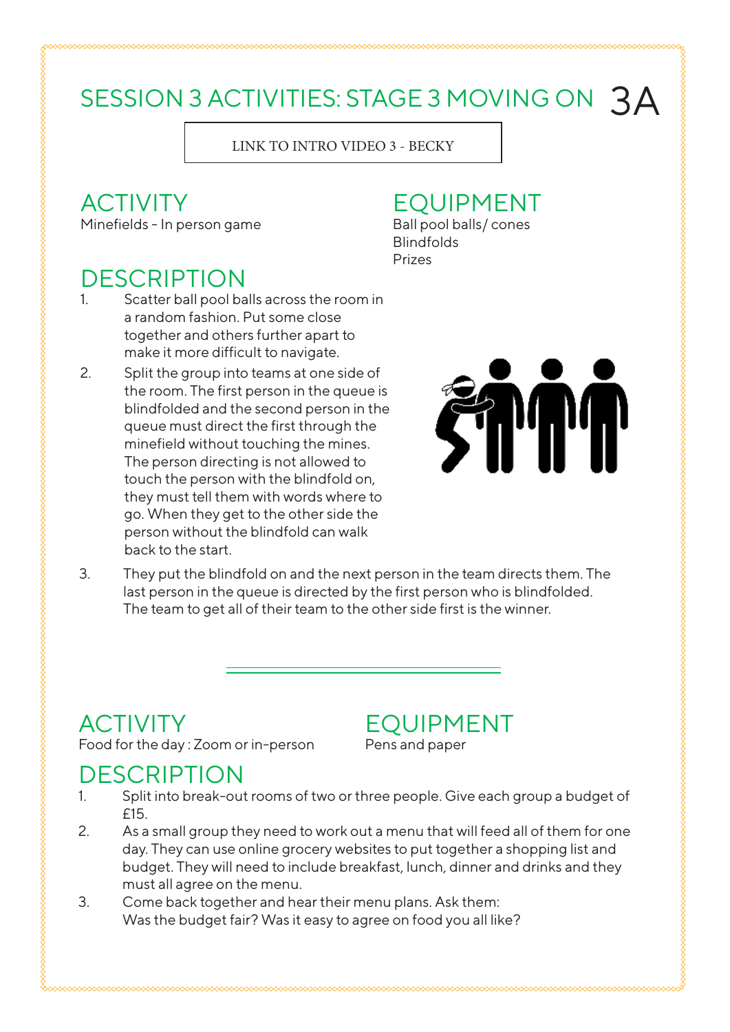# SESSION 3 ACTIVITIES: STAGE 3 MOVING ON 3A

LINK TO INTRO VIDEO 3 - BECKY

## ACTIVITY

Minefields - In person game

## EQUIPMENT

Ball pool balls/ cones
Blindfolds
Prizes

## DESCRIPTION

1. Scatter ball pool balls across the room in a random fashion. Put some close together and others further apart to make it more difficult to navigate.
2. Split the group into teams at one side of the room. The first person in the queue is blindfolded and the second person in the queue must direct the first through the minefield without touching the mines. The person directing is not allowed to touch the person with the blindfold on, they must tell them with words where to go. When they get to the other side the person without the blindfold can walk back to the start.
3. They put the blindfold on and the next person in the team directs them. The last person in the queue is directed by the first person who is blindfolded. The team to get all of their team to the other side first is the winner.

---

## ACTIVITY

Food for the day : Zoom or in-person

## EQUIPMENT

Pens and paper

## DESCRIPTION

1. Split into break-out rooms of two or three people. Give each group a budget of £15.
2. As a small group they need to work out a menu that will feed all of them for one day. They can use online grocery websites to put together a shopping list and budget. They will need to include breakfast, lunch, dinner and drinks and they must all agree on the menu.
3. Come back together and hear their menu plans. Ask them:
   Was the budget fair? Was it easy to agree on food you all like?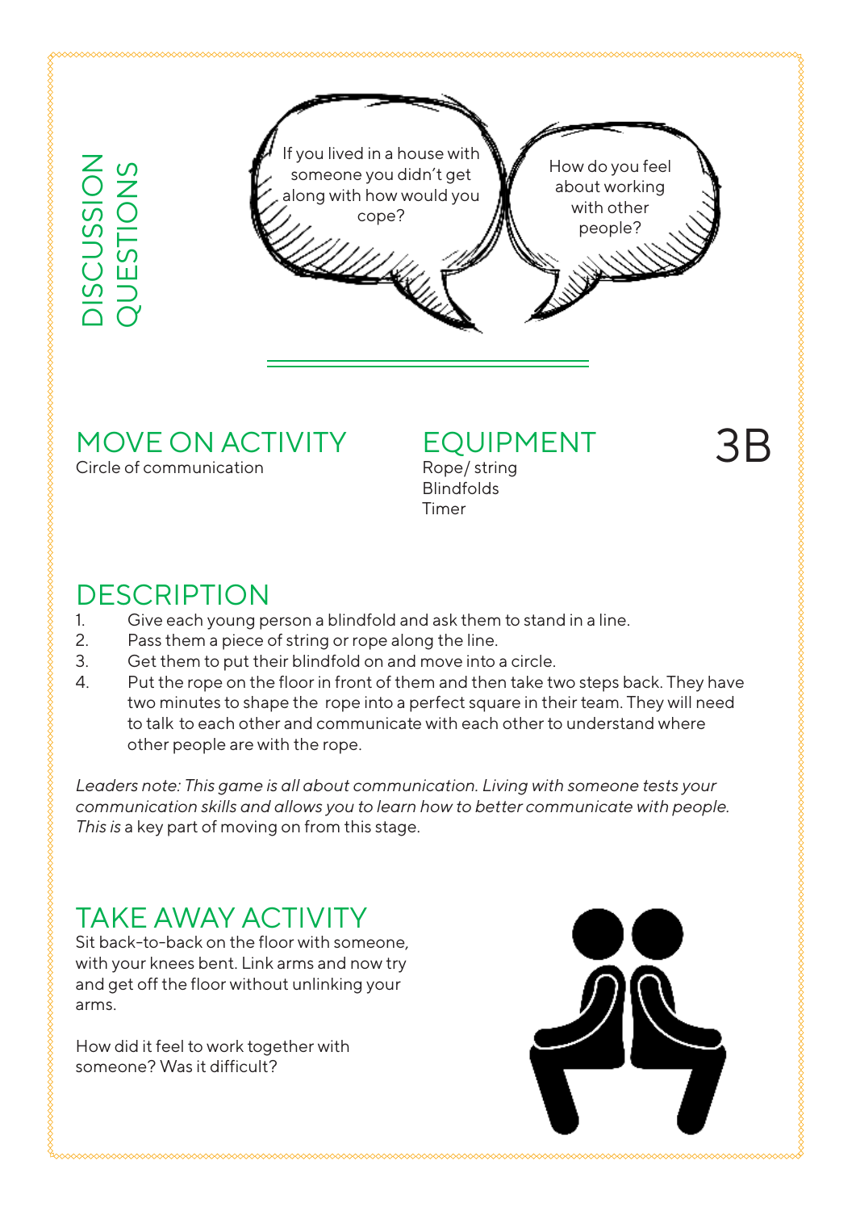## DISCUSSION QUESTIONS

If you lived in a house with someone you didn't get along with how would you cope?

How do you feel about working with other people?

## MOVE ON ACTIVITY

Circle of communication

## EQUIPMENT

Rope/ string
Blindfolds
Timer

3B

## DESCRIPTION

1. Give each young person a blindfold and ask them to stand in a line.
2. Pass them a piece of string or rope along the line.
3. Get them to put their blindfold on and move into a circle.
4. Put the rope on the floor in front of them and then take two steps back. They have two minutes to shape the rope into a perfect square in their team. They will need to talk to each other and communicate with each other to understand where other people are with the rope.

*Leaders note: This game is all about communication. Living with someone tests your communication skills and allows you to learn how to better communicate with people. This is* a key part of moving on from this stage.

## TAKE AWAY ACTIVITY

Sit back-to-back on the floor with someone, with your knees bent. Link arms and now try and get off the floor without unlinking your arms.

How did it feel to work together with someone? Was it difficult?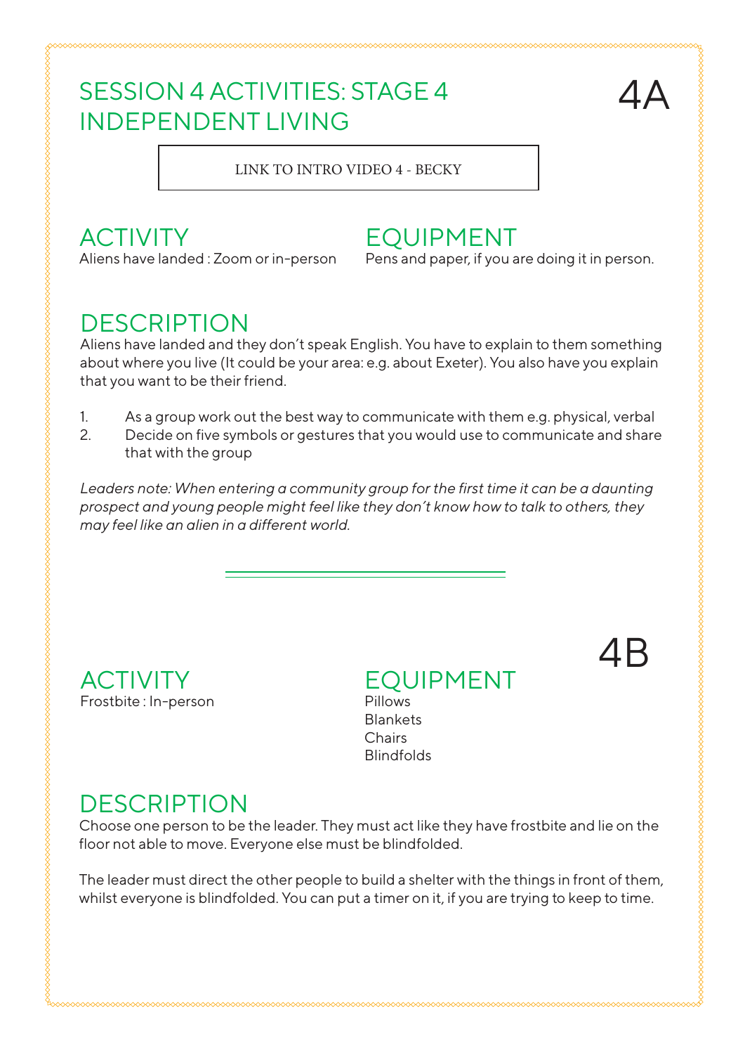# SESSION 4 ACTIVITIES: STAGE 4 INDEPENDENT LIVING

4A

LINK TO INTRO VIDEO 4 - BECKY

## ACTIVITY

Aliens have landed : Zoom or in-person

## EQUIPMENT

Pens and paper, if you are doing it in person.

## DESCRIPTION

Aliens have landed and they don't speak English. You have to explain to them something about where you live (It could be your area: e.g. about Exeter). You also have you explain that you want to be their friend.

1. As a group work out the best way to communicate with them e.g. physical, verbal
2. Decide on five symbols or gestures that you would use to communicate and share that with the group

*Leaders note: When entering a community group for the first time it can be a daunting prospect and young people might feel like they don't know how to talk to others, they may feel like an alien in a different world.*

---

4B

## ACTIVITY

Frostbite : In-person

## EQUIPMENT

Pillows
Blankets
Chairs
Blindfolds

## DESCRIPTION

Choose one person to be the leader. They must act like they have frostbite and lie on the floor not able to move. Everyone else must be blindfolded.

The leader must direct the other people to build a shelter with the things in front of them, whilst everyone is blindfolded. You can put a timer on it, if you are trying to keep to time.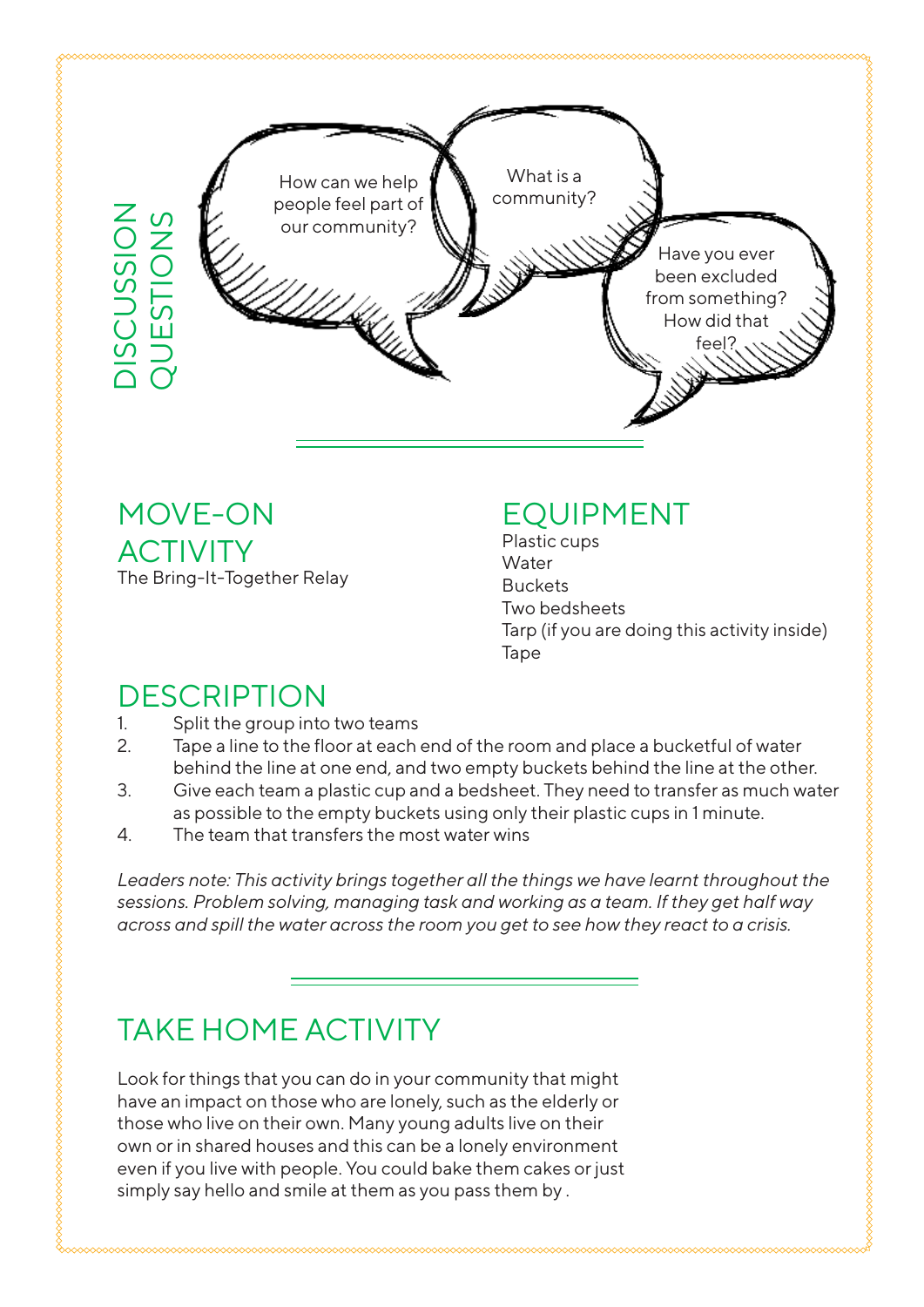## DISCUSSION QUESTIONS

How can we help people feel part of our community?

What is a community?

Have you ever been excluded from something? How did that feel?

## MOVE-ON ACTIVITY

The Bring-It-Together Relay

## EQUIPMENT

Plastic cups
Water
Buckets
Two bedsheets
Tarp (if you are doing this activity inside)
Tape

## DESCRIPTION

1. Split the group into two teams
2. Tape a line to the floor at each end of the room and place a bucketful of water behind the line at one end, and two empty buckets behind the line at the other.
3. Give each team a plastic cup and a bedsheet. They need to transfer as much water as possible to the empty buckets using only their plastic cups in 1 minute.
4. The team that transfers the most water wins

*Leaders note: This activity brings together all the things we have learnt throughout the sessions. Problem solving, managing task and working as a team. If they get half way across and spill the water across the room you get to see how they react to a crisis.*

## TAKE HOME ACTIVITY

Look for things that you can do in your community that might have an impact on those who are lonely, such as the elderly or those who live on their own. Many young adults live on their own or in shared houses and this can be a lonely environment even if you live with people. You could bake them cakes or just simply say hello and smile at them as you pass them by .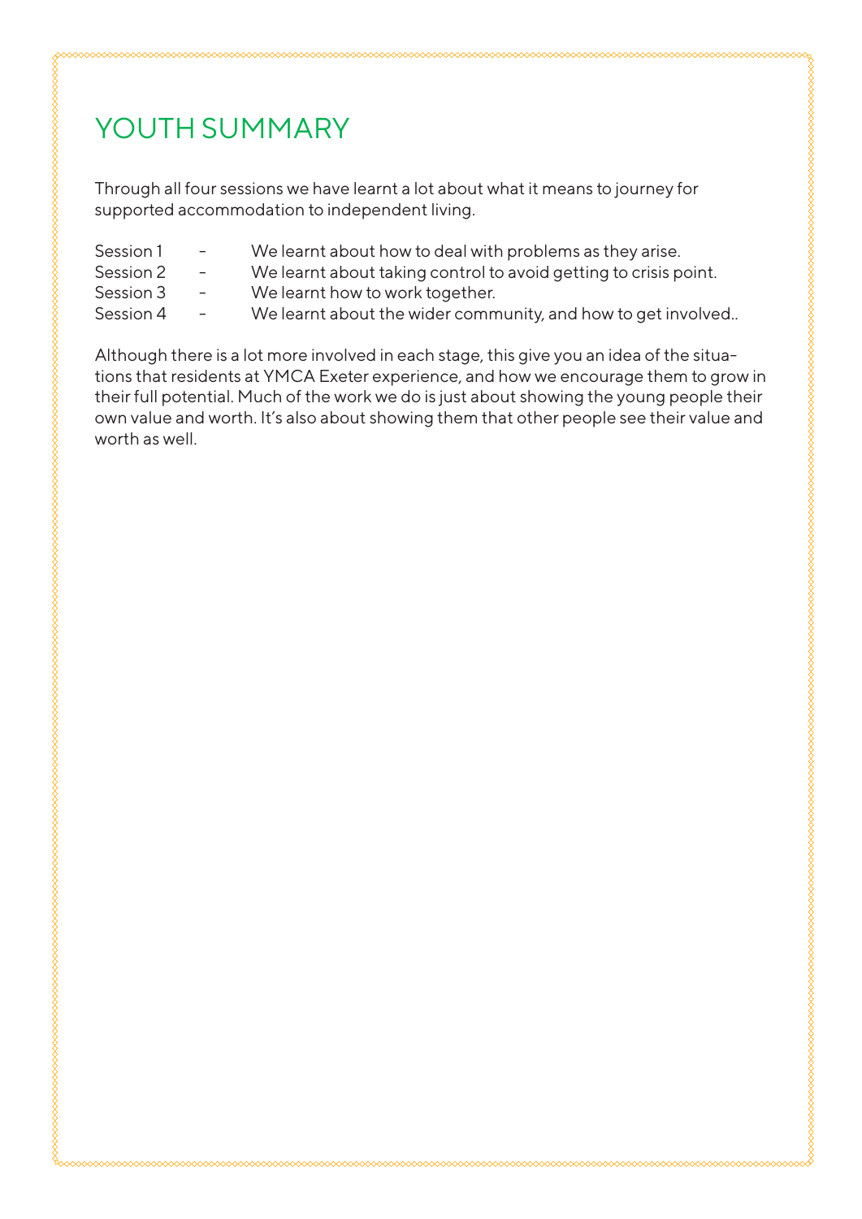# YOUTH SUMMARY

Through all four sessions we have learnt a lot about what it means to journey for supported accommodation to independent living.

Session 1 - We learnt about how to deal with problems as they arise.
Session 2 - We learnt about taking control to avoid getting to crisis point.
Session 3 - We learnt how to work together.
Session 4 - We learnt about the wider community, and how to get involved..

Although there is a lot more involved in each stage, this give you an idea of the situations that residents at YMCA Exeter experience, and how we encourage them to grow in their full potential. Much of the work we do is just about showing the young people their own value and worth. It's also about showing them that other people see their value and worth as well.